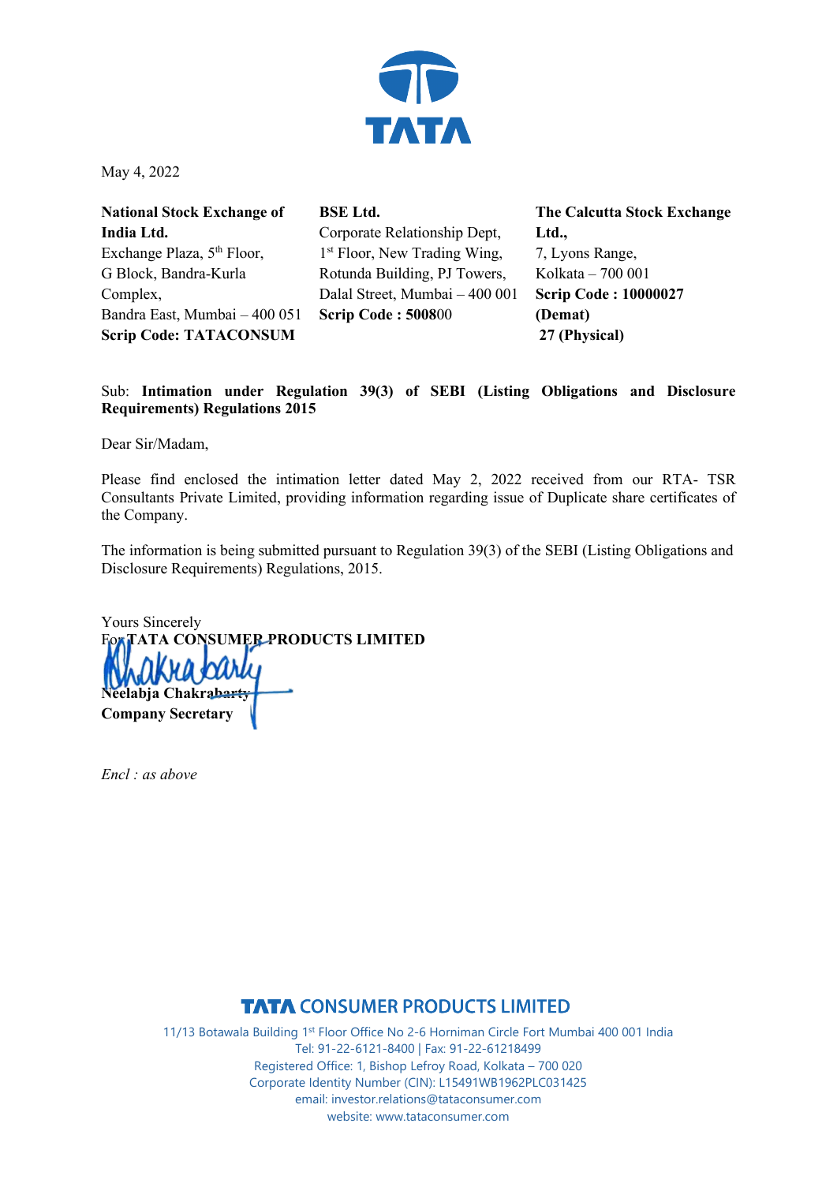TATA

May 4, 2022

| | | |
|---|---|---|
| **National Stock Exchange of India Ltd.**<br>Exchange Plaza, 5th Floor,<br>G Block, Bandra-Kurla Complex,<br>Bandra East, Mumbai – 400 051<br>**Scrip Code: TATACONSUM** | **BSE Ltd.**<br>Corporate Relationship Dept,<br>1st Floor, New Trading Wing,<br>Rotunda Building, PJ Towers,<br>Dalal Street, Mumbai – 400 001<br>**Scrip Code : 500800** | **The Calcutta Stock Exchange Ltd.,**<br>7, Lyons Range,<br>Kolkata – 700 001<br>**Scrip Code : 10000027 (Demat)**<br>**27 (Physical)** |

Sub: **Intimation under Regulation 39(3) of SEBI (Listing Obligations and Disclosure Requirements) Regulations 2015**

Dear Sir/Madam,

Please find enclosed the intimation letter dated May 2, 2022 received from our RTA- TSR Consultants Private Limited, providing information regarding issue of Duplicate share certificates of the Company.

The information is being submitted pursuant to Regulation 39(3) of the SEBI (Listing Obligations and Disclosure Requirements) Regulations, 2015.

Yours Sincerely
For **TATA CONSUMER PRODUCTS LIMITED**

**Neelabja Chakrabarty**
**Company Secretary**

*Encl : as above*

**TATA CONSUMER PRODUCTS LIMITED**
11/13 Botawala Building 1st Floor Office No 2-6 Horniman Circle Fort Mumbai 400 001 India
Tel: 91-22-6121-8400 | Fax: 91-22-61218499
Registered Office: 1, Bishop Lefroy Road, Kolkata – 700 020
Corporate Identity Number (CIN): L15491WB1962PLC031425
email: investor.relations@tataconsumer.com
website: www.tataconsumer.com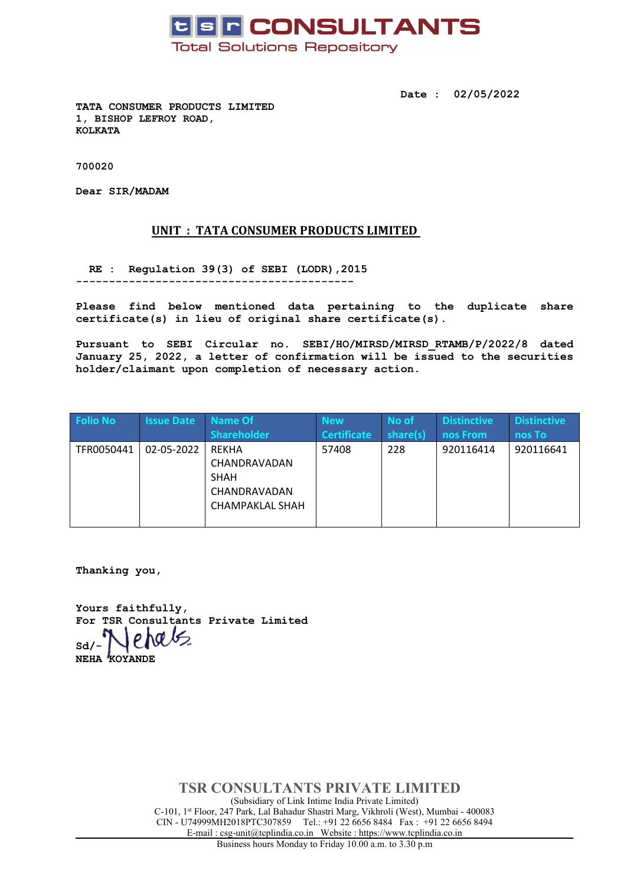# tsr CONSULTANTS
Total Solutions Repository

Date : 02/05/2022

**TATA CONSUMER PRODUCTS LIMITED**
**1, BISHOP LEFROY ROAD,**
**KOLKATA**

**700020**

**Dear SIR/MADAM**

## UNIT : TATA CONSUMER PRODUCTS LIMITED

**RE : Regulation 39(3) of SEBI (LODR),2015**

**Please find below mentioned data pertaining to the duplicate share certificate(s) in lieu of original share certificate(s).**

**Pursuant to SEBI Circular no. SEBI/HO/MIRSD/MIRSD_RTAMB/P/2022/8 dated January 25, 2022, a letter of confirmation will be issued to the securities holder/claimant upon completion of necessary action.**

| Folio No | Issue Date | Name Of Shareholder | New Certificate | No of share(s) | Distinctive nos From | Distinctive nos To |
|---|---|---|---|---|---|---|
| TFR0050441 | 02-05-2022 | REKHA CHANDRAVADAN SHAH CHANDRAVADAN CHAMPAKLAL SHAH | 57408 | 228 | 920116414 | 920116641 |

**Thanking you,**

**Yours faithfully,**
**For TSR Consultants Private Limited**

**Sd/-**
**NEHA KOYANDE**

**TSR CONSULTANTS PRIVATE LIMITED**
(Subsidiary of Link Intime India Private Limited)
C-101, 1st Floor, 247 Park, Lal Bahadur Shastri Marg, Vikhroli (West), Mumbai - 400083
CIN - U74999MH2018PTC307859 Tel.: +91 22 6656 8484 Fax : +91 22 6656 8494
E-mail : csg-unit@tcplindia.co.in Website : https://www.tcplindia.co.in
Business hours Monday to Friday 10.00 a.m. to 3.30 p.m